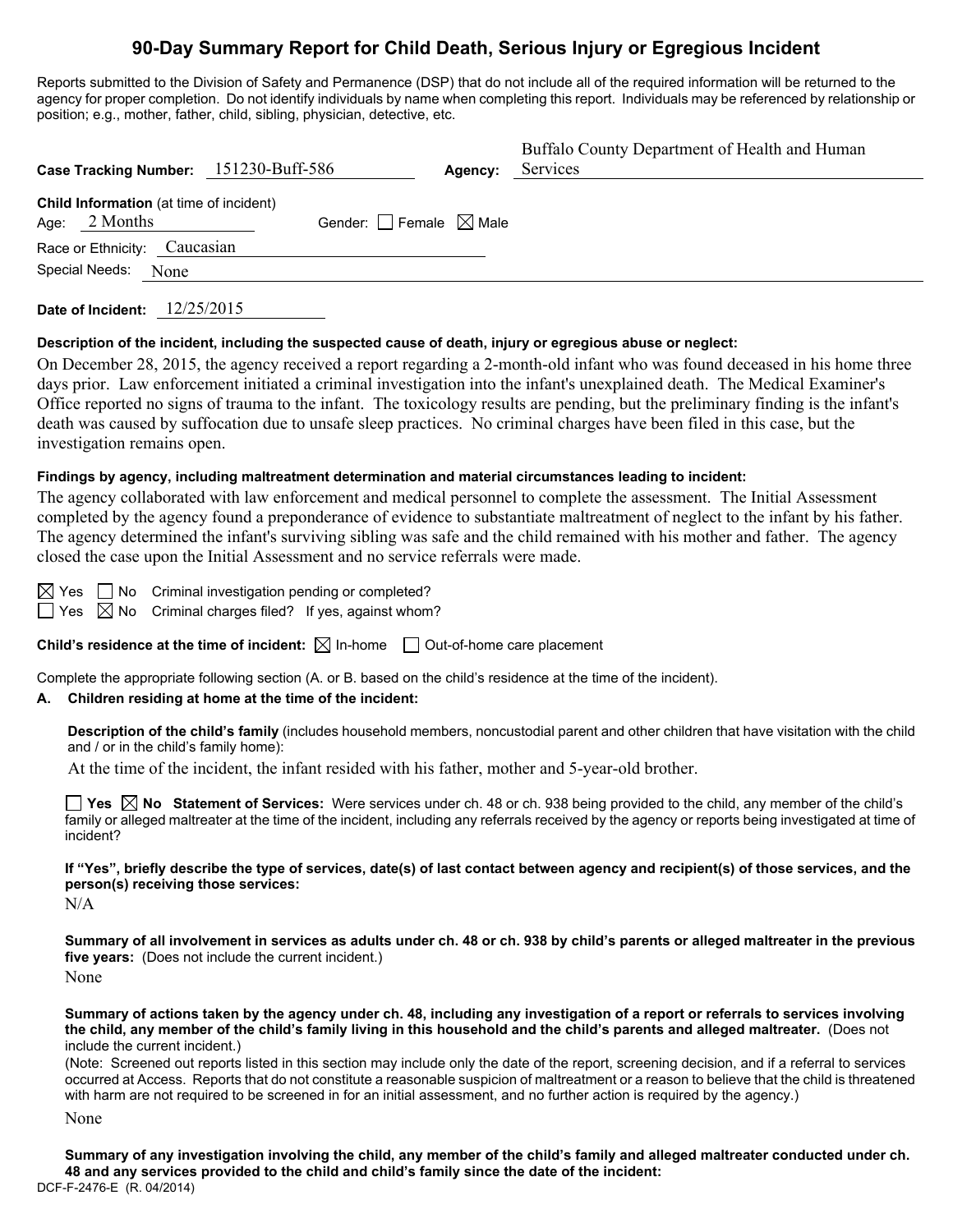# 90-Day Summary Report for Child Death, Serious Injury or Egregious Incident

Reports submitted to the Division of Safety and Permanence (DSP) that do not include all of the required information will be returned to the agency for proper completion. Do not identify individuals by name when completing this report. Individuals may be referenced by relationship or position; e.g., mother, father, child, sibling, physician, detective, etc.

**Case Tracking Number:** 151230-Buff-586 **Agency:** Buffalo County Department of Health and Human Services

**Child Information** (at time of incident)
Age: 2 Months Gender: ☐ Female ☒ Male
Race or Ethnicity: Caucasian
Special Needs: None

**Date of Incident:** 12/25/2015

**Description of the incident, including the suspected cause of death, injury or egregious abuse or neglect:**

On December 28, 2015, the agency received a report regarding a 2-month-old infant who was found deceased in his home three days prior. Law enforcement initiated a criminal investigation into the infant's unexplained death. The Medical Examiner's Office reported no signs of trauma to the infant. The toxicology results are pending, but the preliminary finding is the infant's death was caused by suffocation due to unsafe sleep practices. No criminal charges have been filed in this case, but the investigation remains open.

**Findings by agency, including maltreatment determination and material circumstances leading to incident:**

The agency collaborated with law enforcement and medical personnel to complete the assessment. The Initial Assessment completed by the agency found a preponderance of evidence to substantiate maltreatment of neglect to the infant by his father. The agency determined the infant's surviving sibling was safe and the child remained with his mother and father. The agency closed the case upon the Initial Assessment and no service referrals were made.

☒ Yes ☐ No Criminal investigation pending or completed?
☐ Yes ☒ No Criminal charges filed? If yes, against whom?

**Child's residence at the time of incident:** ☒ In-home ☐ Out-of-home care placement

Complete the appropriate following section (A. or B. based on the child's residence at the time of the incident).

**A. Children residing at home at the time of the incident:**

**Description of the child's family** (includes household members, noncustodial parent and other children that have visitation with the child and / or in the child's family home):

At the time of the incident, the infant resided with his father, mother and 5-year-old brother.

☐ **Yes** ☒ **No Statement of Services:** Were services under ch. 48 or ch. 938 being provided to the child, any member of the child's family or alleged maltreater at the time of the incident, including any referrals received by the agency or reports being investigated at time of incident?

**If "Yes", briefly describe the type of services, date(s) of last contact between agency and recipient(s) of those services, and the person(s) receiving those services:**

N/A

**Summary of all involvement in services as adults under ch. 48 or ch. 938 by child's parents or alleged maltreater in the previous five years:** (Does not include the current incident.)

None

**Summary of actions taken by the agency under ch. 48, including any investigation of a report or referrals to services involving the child, any member of the child's family living in this household and the child's parents and alleged maltreater.** (Does not include the current incident.)
(Note: Screened out reports listed in this section may include only the date of the report, screening decision, and if a referral to services occurred at Access. Reports that do not constitute a reasonable suspicion of maltreatment or a reason to believe that the child is threatened with harm are not required to be screened in for an initial assessment, and no further action is required by the agency.)

None

**Summary of any investigation involving the child, any member of the child's family and alleged maltreater conducted under ch. 48 and any services provided to the child and child's family since the date of the incident:**

DCF-F-2476-E (R. 04/2014)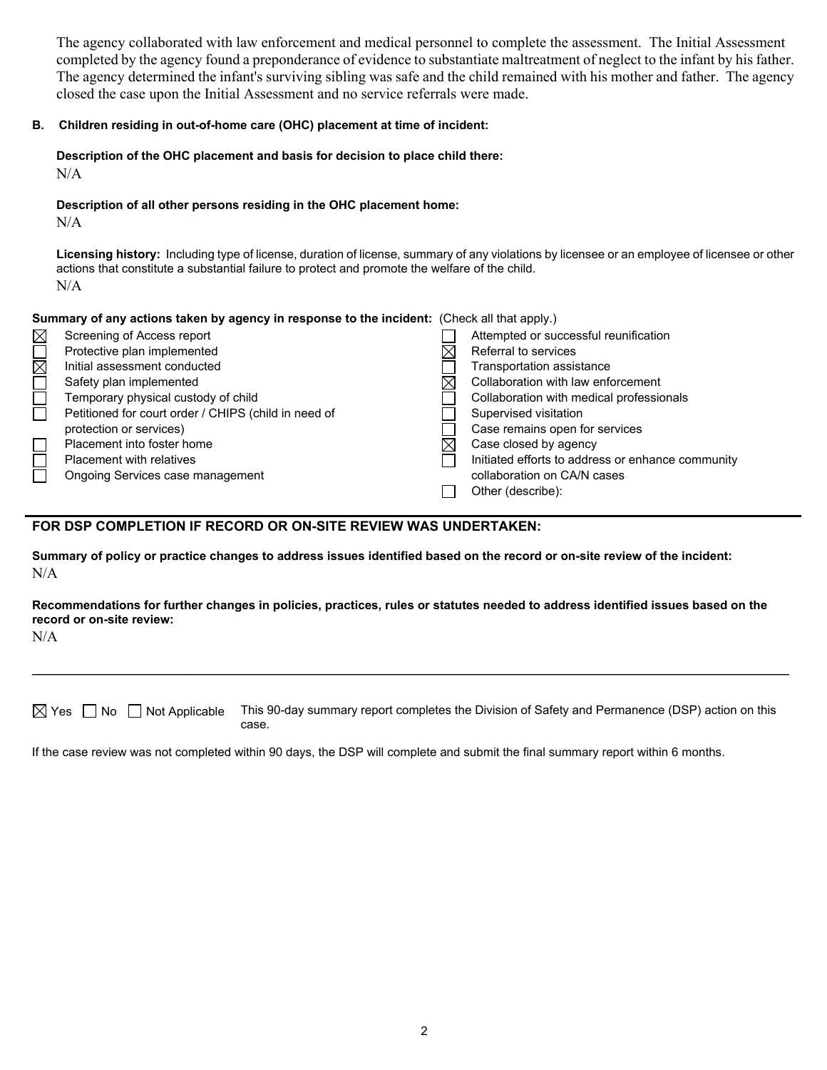The agency collaborated with law enforcement and medical personnel to complete the assessment. The Initial Assessment completed by the agency found a preponderance of evidence to substantiate maltreatment of neglect to the infant by his father. The agency determined the infant's surviving sibling was safe and the child remained with his mother and father. The agency closed the case upon the Initial Assessment and no service referrals were made.

**B. Children residing in out-of-home care (OHC) placement at time of incident:**

**Description of the OHC placement and basis for decision to place child there:**
N/A

**Description of all other persons residing in the OHC placement home:**
N/A

**Licensing history:** Including type of license, duration of license, summary of any violations by licensee or an employee of licensee or other actions that constitute a substantial failure to protect and promote the welfare of the child.
N/A

**Summary of any actions taken by agency in response to the incident:** (Check all that apply.)

- ☒ Screening of Access report
- ☐ Protective plan implemented
- ☒ Initial assessment conducted
- ☐ Safety plan implemented
- ☐ Temporary physical custody of child
- ☐ Petitioned for court order / CHIPS (child in need of protection or services)
- ☐ Placement into foster home
- ☐ Placement with relatives
- ☐ Ongoing Services case management
- ☐ Attempted or successful reunification
- ☒ Referral to services
- ☐ Transportation assistance
- ☒ Collaboration with law enforcement
- ☐ Collaboration with medical professionals
- ☐ Supervised visitation
- ☐ Case remains open for services
- ☒ Case closed by agency
- ☐ Initiated efforts to address or enhance community collaboration on CA/N cases
- ☐ Other (describe):

## FOR DSP COMPLETION IF RECORD OR ON-SITE REVIEW WAS UNDERTAKEN:

**Summary of policy or practice changes to address issues identified based on the record or on-site review of the incident:**
N/A

**Recommendations for further changes in policies, practices, rules or statutes needed to address identified issues based on the record or on-site review:**
N/A

---

☒ Yes ☐ No ☐ Not Applicable This 90-day summary report completes the Division of Safety and Permanence (DSP) action on this case.

If the case review was not completed within 90 days, the DSP will complete and submit the final summary report within 6 months.